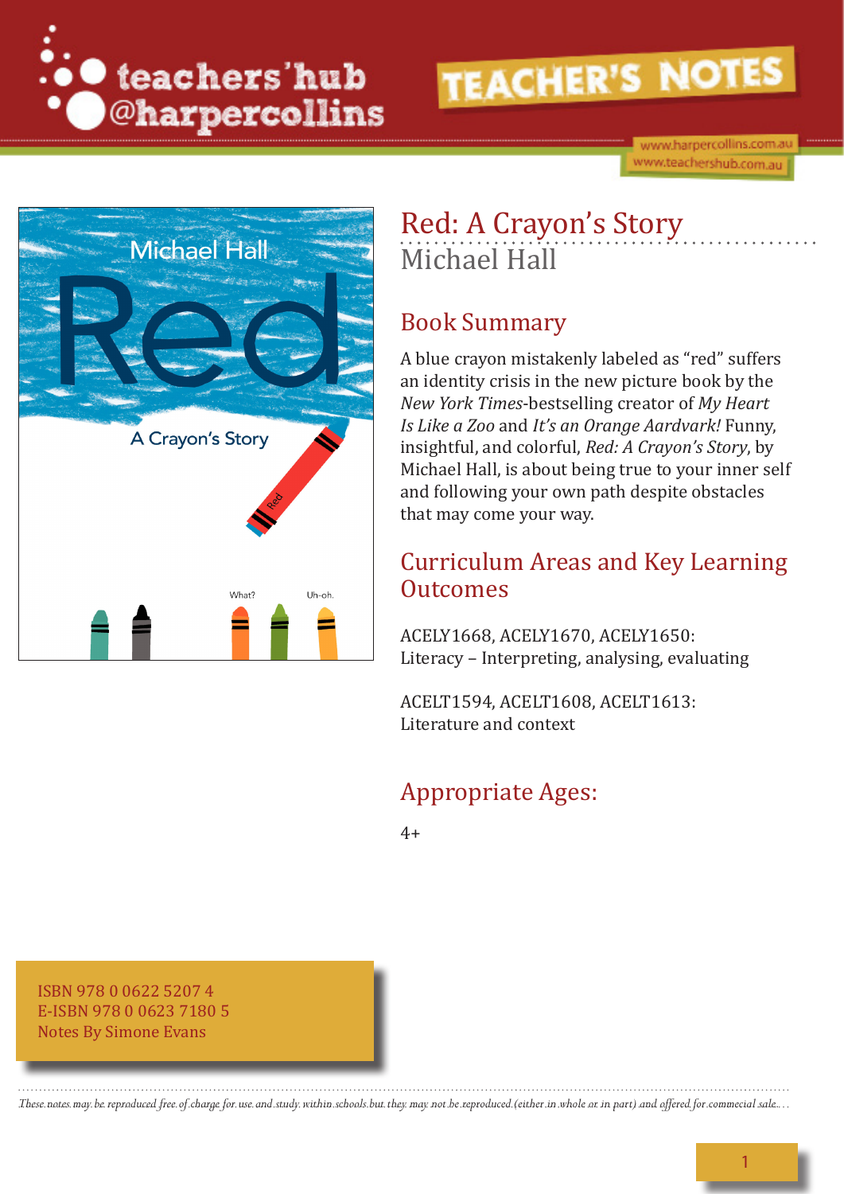teachers'hub @harpercollins

TEACHER'S NOTES

www.harpercollins.com.au
www.teachershub.com.au

# Red: A Crayon's Story

Michael Hall

## Book Summary

A blue crayon mistakenly labeled as "red" suffers an identity crisis in the new picture book by the *New York Times*-bestselling creator of *My Heart Is Like a Zoo* and *It's an Orange Aardvark!* Funny, insightful, and colorful, *Red: A Crayon's Story*, by Michael Hall, is about being true to your inner self and following your own path despite obstacles that may come your way.

## Curriculum Areas and Key Learning Outcomes

ACELY1668, ACELY1670, ACELY1650:
Literacy – Interpreting, analysing, evaluating

ACELT1594, ACELT1608, ACELT1613:
Literature and context

## Appropriate Ages:

4+

ISBN 978 0 0622 5207 4
E-ISBN 978 0 0623 7180 5
Notes By Simone Evans

*These notes may be reproduced free of charge for use and study within schools but they may not be reproduced (either in whole or in part) and offered for commercial sale.*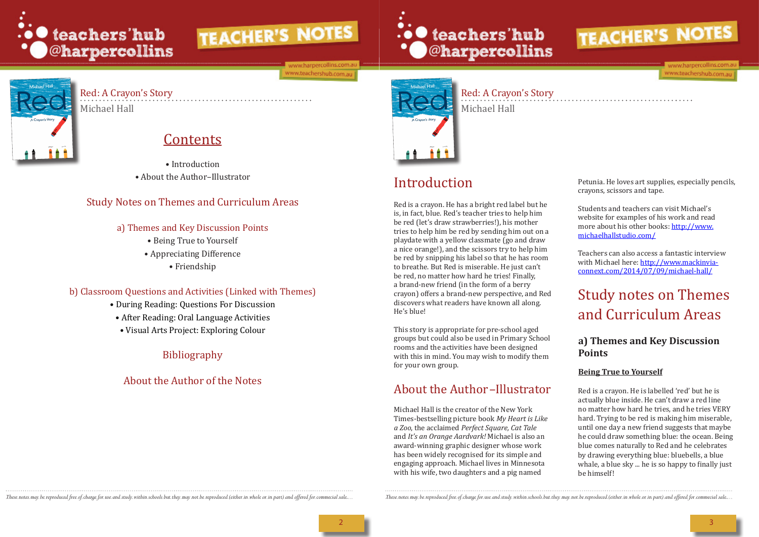# Red: A Crayon's Story

Michael Hall

## Contents

- Introduction
- About the Author–Illustrator

### Study Notes on Themes and Curriculum Areas

#### a) Themes and Key Discussion Points

- Being True to Yourself
- Appreciating Difference
- Friendship

#### b) Classroom Questions and Activities (Linked with Themes)

- During Reading: Questions For Discussion
- After Reading: Oral Language Activities
- Visual Arts Project: Exploring Colour

### Bibliography

### About the Author of the Notes

*These notes may be reproduced free of charge for use and study within schools but they may not be reproduced (either in whole or in part) and offered for commercial sale.*

# Red: A Crayon's Story

Michael Hall

## Introduction

Red is a crayon. He has a bright red label but he is, in fact, blue. Red's teacher tries to help him be red (let's draw strawberries!), his mother tries to help him be red by sending him out on a playdate with a yellow classmate (go and draw a nice orange!), and the scissors try to help him be red by snipping his label so that he has room to breathe. But Red is miserable. He just can't be red, no matter how hard he tries! Finally, a brand-new friend (in the form of a berry crayon) offers a brand-new perspective, and Red discovers what readers have known all along. He's blue!

This story is appropriate for pre-school aged groups but could also be used in Primary School rooms and the activities have been designed with this in mind. You may wish to modify them for your own group.

## About the Author–Illustrator

Michael Hall is the creator of the New York Times-bestselling picture book *My Heart is Like a Zoo*, the acclaimed *Perfect Square, Cat Tale* and *It's an Orange Aardvark!* Michael is also an award-winning graphic designer whose work has been widely recognised for its simple and engaging approach. Michael lives in Minnesota with his wife, two daughters and a pig named Petunia. He loves art supplies, especially pencils, crayons, scissors and tape.

Students and teachers can visit Michael's website for examples of his work and read more about his other books: http://www.michaelhallstudio.com/

Teachers can also access a fantastic interview with Michael here: http://www.mackinvia-connext.com/2014/07/09/michael-hall/

## Study notes on Themes and Curriculum Areas

### a) Themes and Key Discussion Points

**Being True to Yourself**

Red is a crayon. He is labelled 'red' but he is actually blue inside. He can't draw a red line no matter how hard he tries, and he tries VERY hard. Trying to be red is making him miserable, until one day a new friend suggests that maybe he could draw something blue: the ocean. Being blue comes naturally to Red and he celebrates by drawing everything blue: bluebells, a blue whale, a blue sky ... he is so happy to finally just be himself!

*These notes may be reproduced free of charge for use and study within schools but they may not be reproduced (either in whole or in part) and offered for commercial sale.*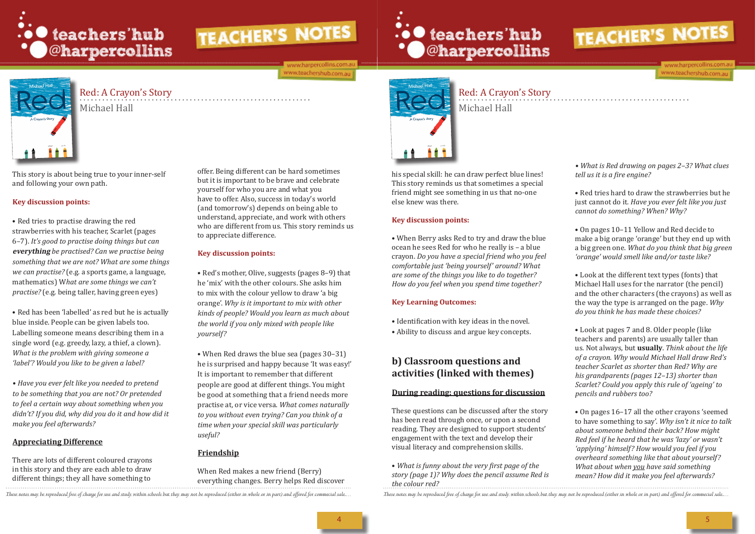# Red: A Crayon's Story

Michael Hall

This story is about being true to your inner-self and following your own path.

**Key discussion points:**

• Red tries to practise drawing the red strawberries with his teacher, Scarlet (pages 6–7). *It's good to practise doing things but can* ***everything*** *be practised? Can we practise being something that we are not? What are some things we can practise?* (e.g. a sports game, a language, mathematics) W*hat are some things we can't practise?* (e.g. being taller, having green eyes)

• Red has been 'labelled' as red but he is actually blue inside. People can be given labels too. Labelling someone means describing them in a single word (e.g. greedy, lazy, a thief, a clown). *What is the problem with giving someone a 'label'? Would you like to be given a label?*

• *Have you ever felt like you needed to pretend to be something that you are not? Or pretended to feel a certain way about something when you didn't? If you did, why did you do it and how did it make you feel afterwards?*

## Appreciating Difference

There are lots of different coloured crayons in this story and they are each able to draw different things; they all have something to offer. Being different can be hard sometimes but it is important to be brave and celebrate yourself for who you are and what you have to offer. Also, success in today's world (and tomorrow's) depends on being able to understand, appreciate, and work with others who are different from us. This story reminds us to appreciate difference.

**Key discussion points:**

• Red's mother, Olive, suggests (pages 8–9) that he 'mix' with the colour yellow to draw 'a big orange'. *Why is it important to mix with other kinds of people? Would you learn as much about the world if you only mixed with people like yourself?*

• When Red draws the blue sea (pages 30–31) he is surprised and happy because 'It was easy!' It is important to remember that different people are good at different things. You might be good at something that a friend needs more practise at, or vice versa. *What comes naturally to you without even trying? Can you think of a time when your special skill was particularly useful?*

## Friendship

When Red makes a new friend (Berry) everything changes. Berry helps Red discover his special skill: he can draw perfect blue lines! This story reminds us that sometimes a special friend might see something in us that no-one else knew was there.

**Key discussion points:**

• When Berry asks Red to try and draw the blue ocean he sees Red for who he really is – a blue crayon. *Do you have a special friend who you feel comfortable just 'being yourself' around? What are some of the things you like to do together? How do you feel when you spend time together?*

**Key Learning Outcomes:**

• Identification with key ideas in the novel.
• Ability to discuss and argue key concepts.

## b) Classroom questions and activities (linked with themes)

### During reading: questions for discussion

These questions can be discussed after the story has been read through once, or upon a second reading. They are designed to support students' engagement with the text and develop their visual literacy and comprehension skills.

• *What is funny about the very first page of the story (page 1)? Why does the pencil assume Red is the colour red?*

• *What is Red drawing on pages 2–3? What clues tell us it is a fire engine?*

• Red tries hard to draw the strawberries but he just cannot do it. *Have you ever felt like you just cannot do something? When? Why?*

• On pages 10–11 Yellow and Red decide to make a big orange 'orange' but they end up with a big green one. *What do you think that big green 'orange' would smell like and/or taste like?*

• Look at the different text types (fonts) that Michael Hall uses for the narrator (the pencil) and the other characters (the crayons) as well as the way the type is arranged on the page. *Why do you think he has made these choices?*

• Look at pages 7 and 8. Older people (like teachers and parents) are usually taller than us. Not always, but **usually**. *Think about the life of a crayon. Why would Michael Hall draw Red's teacher Scarlet as shorter than Red? Why are his grandparents (pages 12–13) shorter than Scarlet? Could you apply this rule of 'ageing' to pencils and rubbers too?*

• On pages 16–17 all the other crayons 'seemed to have something to say'. *Why isn't it nice to talk about someone behind their back? How might Red feel if he heard that he was 'lazy' or wasn't 'applying' himself? How would you feel if you overheard something like that about yourself? What about when <u>you</u> have said something mean? How did it make you feel afterwards?*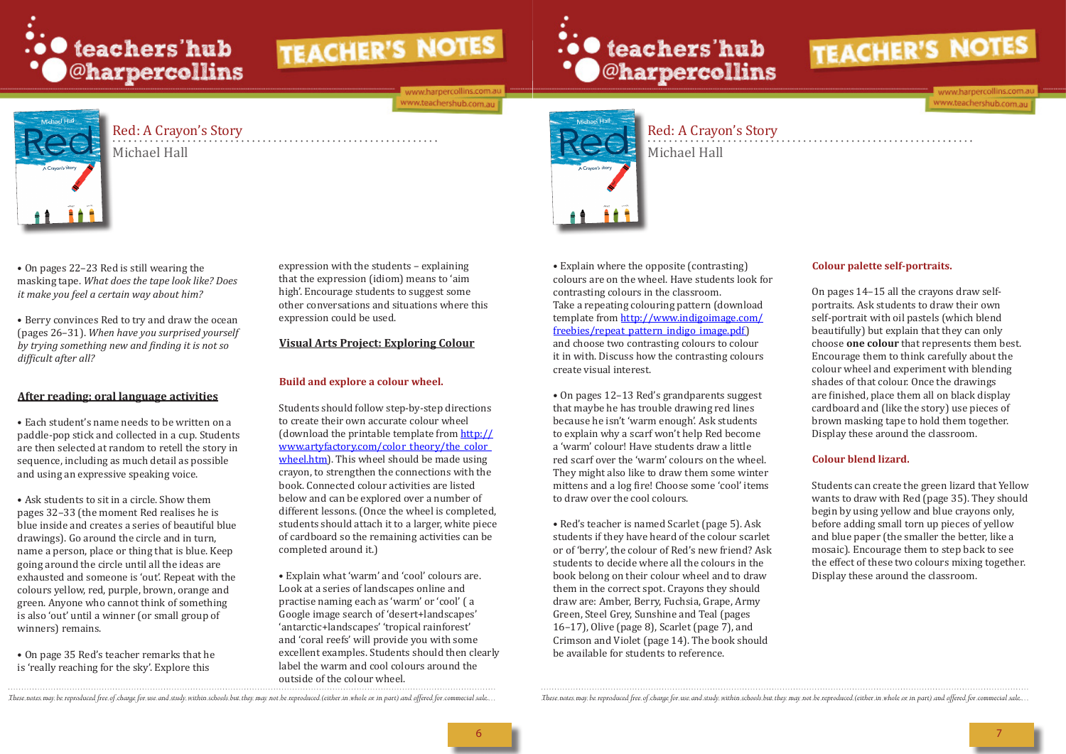- On pages 22–23 Red is still wearing the masking tape. *What does the tape look like? Does it make you feel a certain way about him?*

- Berry convinces Red to try and draw the ocean (pages 26–31). *When have you surprised yourself by trying something new and finding it is not so difficult after all?*

## After reading: oral language activities

- Each student's name needs to be written on a paddle-pop stick and collected in a cup. Students are then selected at random to retell the story in sequence, including as much detail as possible and using an expressive speaking voice.

- Ask students to sit in a circle. Show them pages 32–33 (the moment Red realises he is blue inside and creates a series of beautiful blue drawings). Go around the circle and in turn, name a person, place or thing that is blue. Keep going around the circle until all the ideas are exhausted and someone is 'out'. Repeat with the colours yellow, red, purple, brown, orange and green. Anyone who cannot think of something is also 'out' until a winner (or small group of winners) remains.

- On page 35 Red's teacher remarks that he is 'really reaching for the sky'. Explore this expression with the students – explaining that the expression (idiom) means to 'aim high'. Encourage students to suggest some other conversations and situations where this expression could be used.

## Visual Arts Project: Exploring Colour

### Build and explore a colour wheel.

Students should follow step-by-step directions to create their own accurate colour wheel (download the printable template from http://www.artyfactory.com/color_theory/the_color_wheel.htm). This wheel should be made using crayon, to strengthen the connections with the book. Connected colour activities are listed below and can be explored over a number of different lessons. (Once the wheel is completed, students should attach it to a larger, white piece of cardboard so the remaining activities can be completed around it.)

- Explain what 'warm' and 'cool' colours are. Look at a series of landscapes online and practise naming each as 'warm' or 'cool' ( a Google image search of 'desert+landscapes' 'antarctic+landscapes' 'tropical rainforest' and 'coral reefs' will provide you with some excellent examples. Students should then clearly label the warm and cool colours around the outside of the colour wheel.

- Explain where the opposite (contrasting) colours are on the wheel. Have students look for contrasting colours in the classroom. Take a repeating colouring pattern (download template from http://www.indigoimage.com/freebies/repeat_pattern_indigo_image.pdf) and choose two contrasting colours to colour it in with. Discuss how the contrasting colours create visual interest.

- On pages 12–13 Red's grandparents suggest that maybe he has trouble drawing red lines because he isn't 'warm enough'. Ask students to explain why a scarf won't help Red become a 'warm' colour! Have students draw a little red scarf over the 'warm' colours on the wheel. They might also like to draw them some winter mittens and a log fire! Choose some 'cool' items to draw over the cool colours.

- Red's teacher is named Scarlet (page 5). Ask students if they have heard of the colour scarlet or of 'berry', the colour of Red's new friend? Ask students to decide where all the colours in the book belong on their colour wheel and to draw them in the correct spot. Crayons they should draw are: Amber, Berry, Fuchsia, Grape, Army Green, Steel Grey, Sunshine and Teal (pages 16–17), Olive (page 8), Scarlet (page 7), and Crimson and Violet (page 14). The book should be available for students to reference.

### Colour palette self-portraits.

On pages 14–15 all the crayons draw self-portraits. Ask students to draw their own self-portrait with oil pastels (which blend beautifully) but explain that they can only choose **one colour** that represents them best. Encourage them to think carefully about the colour wheel and experiment with blending shades of that colour. Once the drawings are finished, place them all on black display cardboard and (like the story) use pieces of brown masking tape to hold them together. Display these around the classroom.

### Colour blend lizard.

Students can create the green lizard that Yellow wants to draw with Red (page 35). They should begin by using yellow and blue crayons only, before adding small torn up pieces of yellow and blue paper (the smaller the better, like a mosaic). Encourage them to step back to see the effect of these two colours mixing together. Display these around the classroom.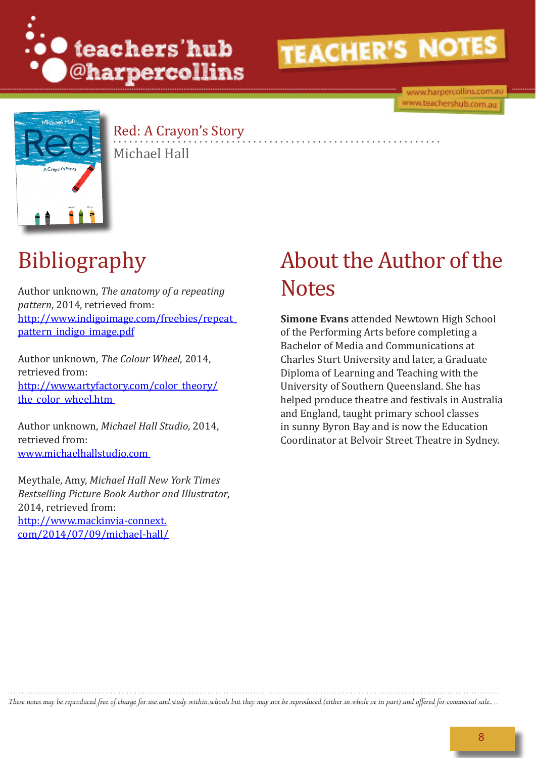Red: A Crayon's Story

Michael Hall

# Bibliography

Author unknown, *The anatomy of a repeating pattern*, 2014, retrieved from: http://www.indigoimage.com/freebies/repeat_pattern_indigo_image.pdf

Author unknown, *The Colour Wheel*, 2014, retrieved from: http://www.artyfactory.com/color_theory/the_color_wheel.htm

Author unknown, *Michael Hall Studio*, 2014, retrieved from: www.michaelhallstudio.com

Meythale, Amy, *Michael Hall New York Times Bestselling Picture Book Author and Illustrator*, 2014, retrieved from: http://www.mackinvia-connext.com/2014/07/09/michael-hall/

# About the Author of the Notes

**Simone Evans** attended Newtown High School of the Performing Arts before completing a Bachelor of Media and Communications at Charles Sturt University and later, a Graduate Diploma of Learning and Teaching with the University of Southern Queensland. She has helped produce theatre and festivals in Australia and England, taught primary school classes in sunny Byron Bay and is now the Education Coordinator at Belvoir Street Theatre in Sydney.